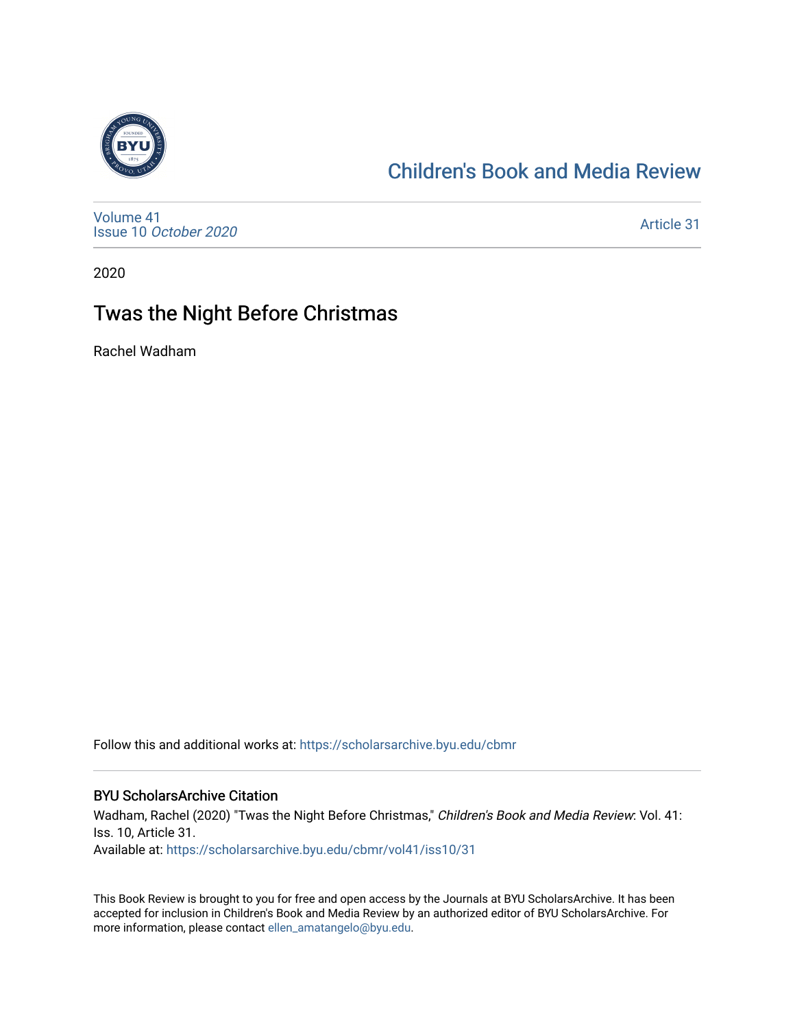# Children's Book and Media Review

Volume 41
Issue 10 *October 2020*

Article 31

2020

## Twas the Night Before Christmas

Rachel Wadham

Follow this and additional works at: https://scholarsarchive.byu.edu/cbmr

### BYU ScholarsArchive Citation

Wadham, Rachel (2020) "Twas the Night Before Christmas," *Children's Book and Media Review*: Vol. 41: Iss. 10, Article 31.
Available at: https://scholarsarchive.byu.edu/cbmr/vol41/iss10/31

This Book Review is brought to you for free and open access by the Journals at BYU ScholarsArchive. It has been accepted for inclusion in Children's Book and Media Review by an authorized editor of BYU ScholarsArchive. For more information, please contact ellen_amatangelo@byu.edu.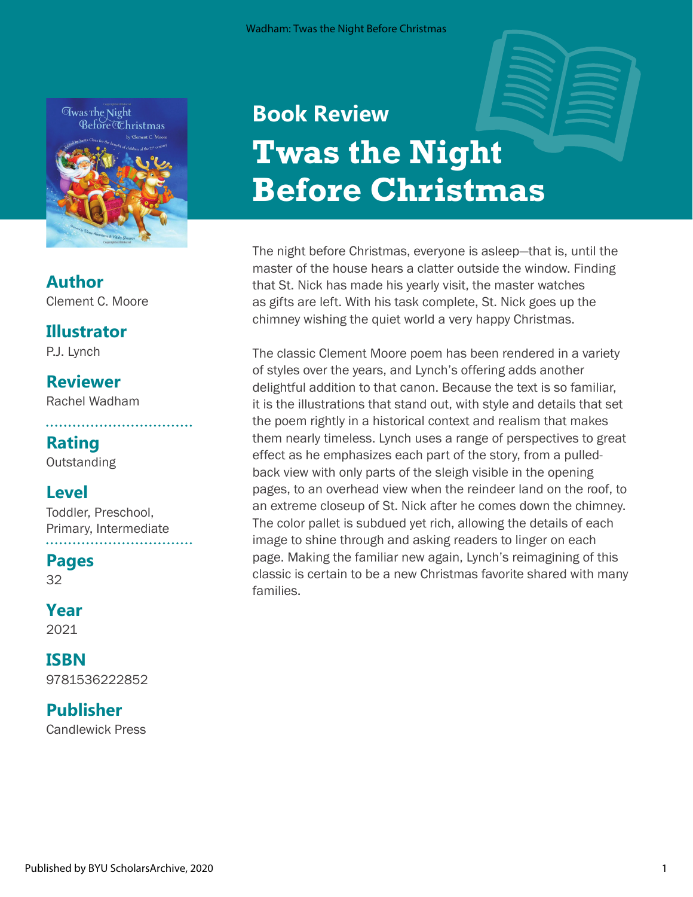## Book Review

# Twas the Night Before Christmas

**Author**
Clement C. Moore

**Illustrator**
P.J. Lynch

**Reviewer**
Rachel Wadham

**Rating**
Outstanding

**Level**
Toddler, Preschool, Primary, Intermediate

**Pages**
32

**Year**
2021

**ISBN**
9781536222852

**Publisher**
Candlewick Press

The night before Christmas, everyone is asleep—that is, until the master of the house hears a clatter outside the window. Finding that St. Nick has made his yearly visit, the master watches as gifts are left. With his task complete, St. Nick goes up the chimney wishing the quiet world a very happy Christmas.

The classic Clement Moore poem has been rendered in a variety of styles over the years, and Lynch's offering adds another delightful addition to that canon. Because the text is so familiar, it is the illustrations that stand out, with style and details that set the poem rightly in a historical context and realism that makes them nearly timeless. Lynch uses a range of perspectives to great effect as he emphasizes each part of the story, from a pulled-back view with only parts of the sleigh visible in the opening pages, to an overhead view when the reindeer land on the roof, to an extreme closeup of St. Nick after he comes down the chimney. The color pallet is subdued yet rich, allowing the details of each image to shine through and asking readers to linger on each page. Making the familiar new again, Lynch's reimagining of this classic is certain to be a new Christmas favorite shared with many families.